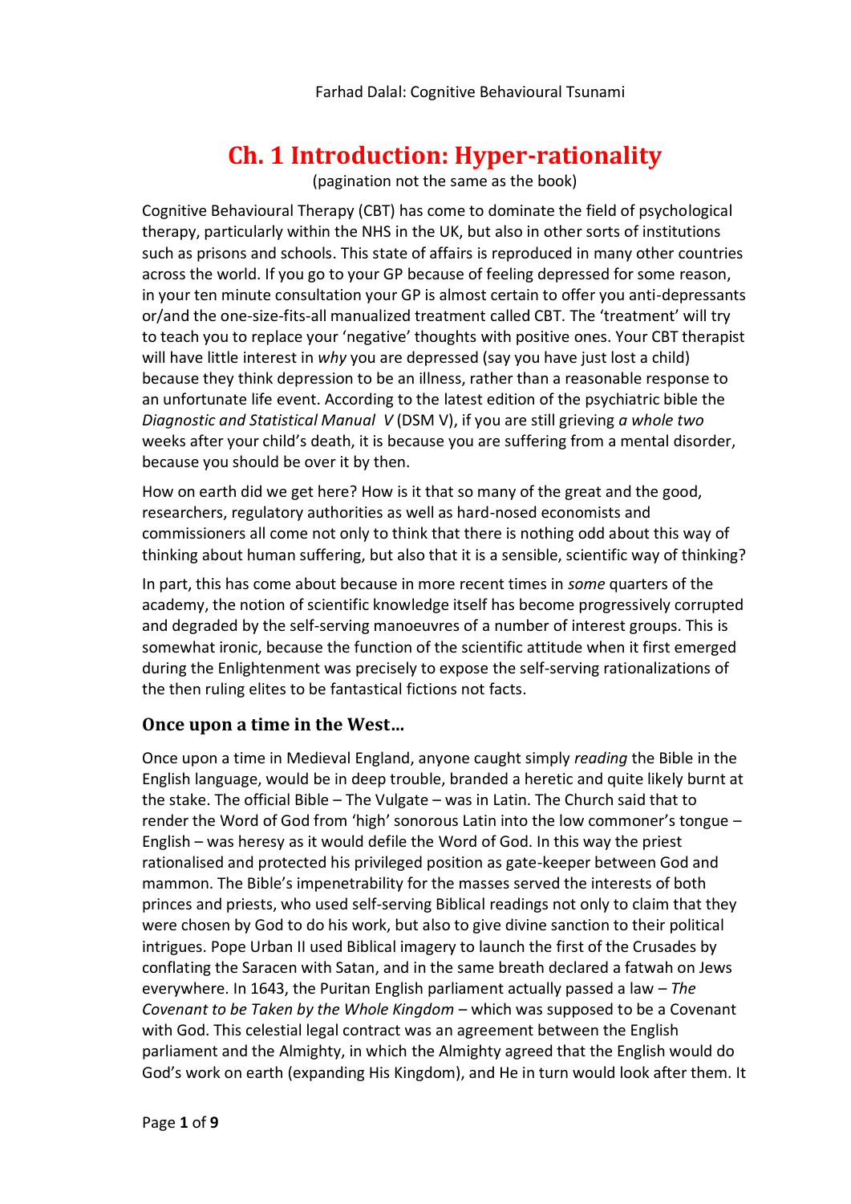# Ch. 1 Introduction: Hyper-rationality

(pagination not the same as the book)

Cognitive Behavioural Therapy (CBT) has come to dominate the field of psychological therapy, particularly within the NHS in the UK, but also in other sorts of institutions such as prisons and schools. This state of affairs is reproduced in many other countries across the world. If you go to your GP because of feeling depressed for some reason, in your ten minute consultation your GP is almost certain to offer you anti-depressants or/and the one-size-fits-all manualized treatment called CBT. The 'treatment' will try to teach you to replace your 'negative' thoughts with positive ones. Your CBT therapist will have little interest in *why* you are depressed (say you have just lost a child) because they think depression to be an illness, rather than a reasonable response to an unfortunate life event. According to the latest edition of the psychiatric bible the *Diagnostic and Statistical Manual V* (DSM V), if you are still grieving *a whole two* weeks after your child's death, it is because you are suffering from a mental disorder, because you should be over it by then.

How on earth did we get here? How is it that so many of the great and the good, researchers, regulatory authorities as well as hard-nosed economists and commissioners all come not only to think that there is nothing odd about this way of thinking about human suffering, but also that it is a sensible, scientific way of thinking?

In part, this has come about because in more recent times in *some* quarters of the academy, the notion of scientific knowledge itself has become progressively corrupted and degraded by the self-serving manoeuvres of a number of interest groups. This is somewhat ironic, because the function of the scientific attitude when it first emerged during the Enlightenment was precisely to expose the self-serving rationalizations of the then ruling elites to be fantastical fictions not facts.

## Once upon a time in the West…

Once upon a time in Medieval England, anyone caught simply *reading* the Bible in the English language, would be in deep trouble, branded a heretic and quite likely burnt at the stake. The official Bible – The Vulgate – was in Latin. The Church said that to render the Word of God from 'high' sonorous Latin into the low commoner's tongue – English – was heresy as it would defile the Word of God. In this way the priest rationalised and protected his privileged position as gate-keeper between God and mammon. The Bible's impenetrability for the masses served the interests of both princes and priests, who used self-serving Biblical readings not only to claim that they were chosen by God to do his work, but also to give divine sanction to their political intrigues. Pope Urban II used Biblical imagery to launch the first of the Crusades by conflating the Saracen with Satan, and in the same breath declared a fatwah on Jews everywhere. In 1643, the Puritan English parliament actually passed a law – *The Covenant to be Taken by the Whole Kingdom* – which was supposed to be a Covenant with God. This celestial legal contract was an agreement between the English parliament and the Almighty, in which the Almighty agreed that the English would do God's work on earth (expanding His Kingdom), and He in turn would look after them. It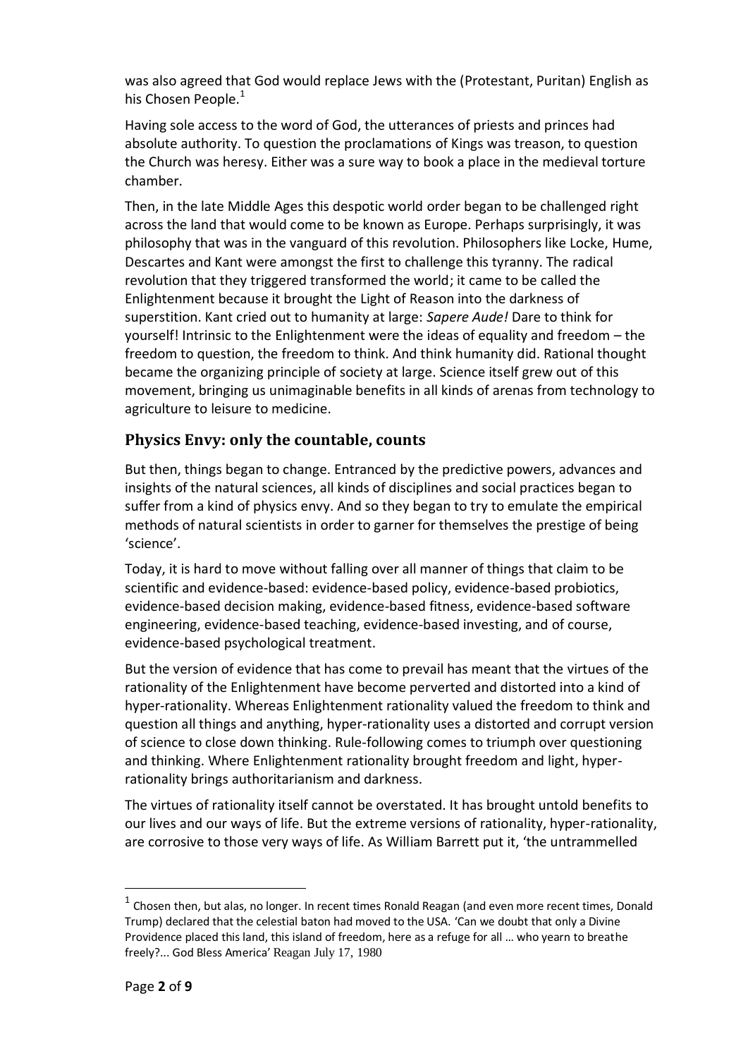was also agreed that God would replace Jews with the (Protestant, Puritan) English as his Chosen People.[1]

Having sole access to the word of God, the utterances of priests and princes had absolute authority. To question the proclamations of Kings was treason, to question the Church was heresy. Either was a sure way to book a place in the medieval torture chamber.

Then, in the late Middle Ages this despotic world order began to be challenged right across the land that would come to be known as Europe. Perhaps surprisingly, it was philosophy that was in the vanguard of this revolution. Philosophers like Locke, Hume, Descartes and Kant were amongst the first to challenge this tyranny. The radical revolution that they triggered transformed the world; it came to be called the Enlightenment because it brought the Light of Reason into the darkness of superstition. Kant cried out to humanity at large: *Sapere Aude!* Dare to think for yourself! Intrinsic to the Enlightenment were the ideas of equality and freedom – the freedom to question, the freedom to think. And think humanity did. Rational thought became the organizing principle of society at large. Science itself grew out of this movement, bringing us unimaginable benefits in all kinds of arenas from technology to agriculture to leisure to medicine.

## Physics Envy: only the countable, counts

But then, things began to change. Entranced by the predictive powers, advances and insights of the natural sciences, all kinds of disciplines and social practices began to suffer from a kind of physics envy. And so they began to try to emulate the empirical methods of natural scientists in order to garner for themselves the prestige of being 'science'.

Today, it is hard to move without falling over all manner of things that claim to be scientific and evidence-based: evidence-based policy, evidence-based probiotics, evidence-based decision making, evidence-based fitness, evidence-based software engineering, evidence-based teaching, evidence-based investing, and of course, evidence-based psychological treatment.

But the version of evidence that has come to prevail has meant that the virtues of the rationality of the Enlightenment have become perverted and distorted into a kind of hyper-rationality. Whereas Enlightenment rationality valued the freedom to think and question all things and anything, hyper-rationality uses a distorted and corrupt version of science to close down thinking. Rule-following comes to triumph over questioning and thinking. Where Enlightenment rationality brought freedom and light, hyper-rationality brings authoritarianism and darkness.

The virtues of rationality itself cannot be overstated. It has brought untold benefits to our lives and our ways of life. But the extreme versions of rationality, hyper-rationality, are corrosive to those very ways of life. As William Barrett put it, 'the untrammelled

---

[1] Chosen then, but alas, no longer. In recent times Ronald Reagan (and even more recent times, Donald Trump) declared that the celestial baton had moved to the USA. 'Can we doubt that only a Divine Providence placed this land, this island of freedom, here as a refuge for all … who yearn to breathe freely?... God Bless America' Reagan July 17, 1980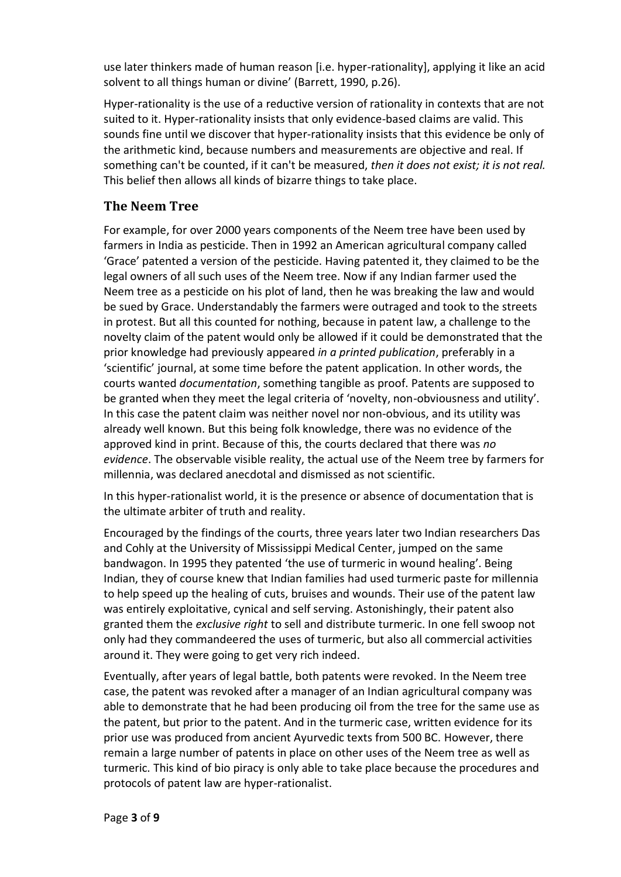use later thinkers made of human reason [i.e. hyper-rationality], applying it like an acid solvent to all things human or divine' (Barrett, 1990, p.26).

Hyper-rationality is the use of a reductive version of rationality in contexts that are not suited to it. Hyper-rationality insists that only evidence-based claims are valid. This sounds fine until we discover that hyper-rationality insists that this evidence be only of the arithmetic kind, because numbers and measurements are objective and real. If something can't be counted, if it can't be measured, *then it does not exist; it is not real.* This belief then allows all kinds of bizarre things to take place.

## The Neem Tree

For example, for over 2000 years components of the Neem tree have been used by farmers in India as pesticide. Then in 1992 an American agricultural company called 'Grace' patented a version of the pesticide. Having patented it, they claimed to be the legal owners of all such uses of the Neem tree. Now if any Indian farmer used the Neem tree as a pesticide on his plot of land, then he was breaking the law and would be sued by Grace. Understandably the farmers were outraged and took to the streets in protest. But all this counted for nothing, because in patent law, a challenge to the novelty claim of the patent would only be allowed if it could be demonstrated that the prior knowledge had previously appeared *in a printed publication*, preferably in a 'scientific' journal, at some time before the patent application. In other words, the courts wanted *documentation*, something tangible as proof. Patents are supposed to be granted when they meet the legal criteria of 'novelty, non-obviousness and utility'. In this case the patent claim was neither novel nor non-obvious, and its utility was already well known. But this being folk knowledge, there was no evidence of the approved kind in print. Because of this, the courts declared that there was *no evidence*. The observable visible reality, the actual use of the Neem tree by farmers for millennia, was declared anecdotal and dismissed as not scientific.

In this hyper-rationalist world, it is the presence or absence of documentation that is the ultimate arbiter of truth and reality.

Encouraged by the findings of the courts, three years later two Indian researchers Das and Cohly at the University of Mississippi Medical Center, jumped on the same bandwagon. In 1995 they patented 'the use of turmeric in wound healing'. Being Indian, they of course knew that Indian families had used turmeric paste for millennia to help speed up the healing of cuts, bruises and wounds. Their use of the patent law was entirely exploitative, cynical and self serving. Astonishingly, their patent also granted them the *exclusive right* to sell and distribute turmeric. In one fell swoop not only had they commandeered the uses of turmeric, but also all commercial activities around it. They were going to get very rich indeed.

Eventually, after years of legal battle, both patents were revoked. In the Neem tree case, the patent was revoked after a manager of an Indian agricultural company was able to demonstrate that he had been producing oil from the tree for the same use as the patent, but prior to the patent. And in the turmeric case, written evidence for its prior use was produced from ancient Ayurvedic texts from 500 BC. However, there remain a large number of patents in place on other uses of the Neem tree as well as turmeric. This kind of bio piracy is only able to take place because the procedures and protocols of patent law are hyper-rationalist.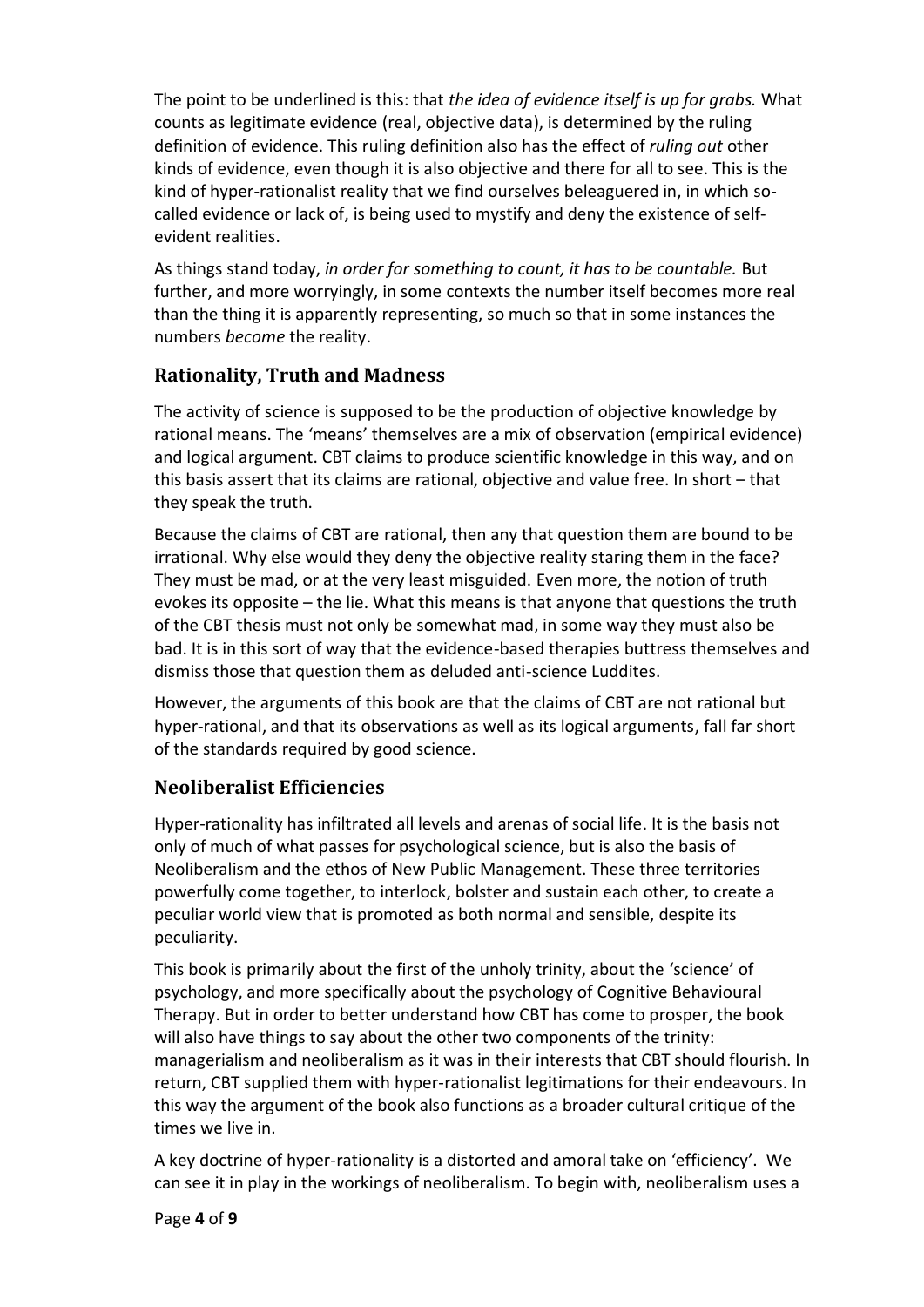The point to be underlined is this: that *the idea of evidence itself is up for grabs.* What counts as legitimate evidence (real, objective data), is determined by the ruling definition of evidence. This ruling definition also has the effect of *ruling out* other kinds of evidence, even though it is also objective and there for all to see. This is the kind of hyper-rationalist reality that we find ourselves beleaguered in, in which so-called evidence or lack of, is being used to mystify and deny the existence of self-evident realities.

As things stand today, *in order for something to count, it has to be countable.* But further, and more worryingly, in some contexts the number itself becomes more real than the thing it is apparently representing, so much so that in some instances the numbers *become* the reality.

## Rationality, Truth and Madness

The activity of science is supposed to be the production of objective knowledge by rational means. The 'means' themselves are a mix of observation (empirical evidence) and logical argument. CBT claims to produce scientific knowledge in this way, and on this basis assert that its claims are rational, objective and value free. In short – that they speak the truth.

Because the claims of CBT are rational, then any that question them are bound to be irrational. Why else would they deny the objective reality staring them in the face? They must be mad, or at the very least misguided. Even more, the notion of truth evokes its opposite – the lie. What this means is that anyone that questions the truth of the CBT thesis must not only be somewhat mad, in some way they must also be bad. It is in this sort of way that the evidence-based therapies buttress themselves and dismiss those that question them as deluded anti-science Luddites.

However, the arguments of this book are that the claims of CBT are not rational but hyper-rational, and that its observations as well as its logical arguments, fall far short of the standards required by good science.

## Neoliberalist Efficiencies

Hyper-rationality has infiltrated all levels and arenas of social life. It is the basis not only of much of what passes for psychological science, but is also the basis of Neoliberalism and the ethos of New Public Management. These three territories powerfully come together, to interlock, bolster and sustain each other, to create a peculiar world view that is promoted as both normal and sensible, despite its peculiarity.

This book is primarily about the first of the unholy trinity, about the 'science' of psychology, and more specifically about the psychology of Cognitive Behavioural Therapy. But in order to better understand how CBT has come to prosper, the book will also have things to say about the other two components of the trinity: managerialism and neoliberalism as it was in their interests that CBT should flourish. In return, CBT supplied them with hyper-rationalist legitimations for their endeavours. In this way the argument of the book also functions as a broader cultural critique of the times we live in.

A key doctrine of hyper-rationality is a distorted and amoral take on 'efficiency'. We can see it in play in the workings of neoliberalism. To begin with, neoliberalism uses a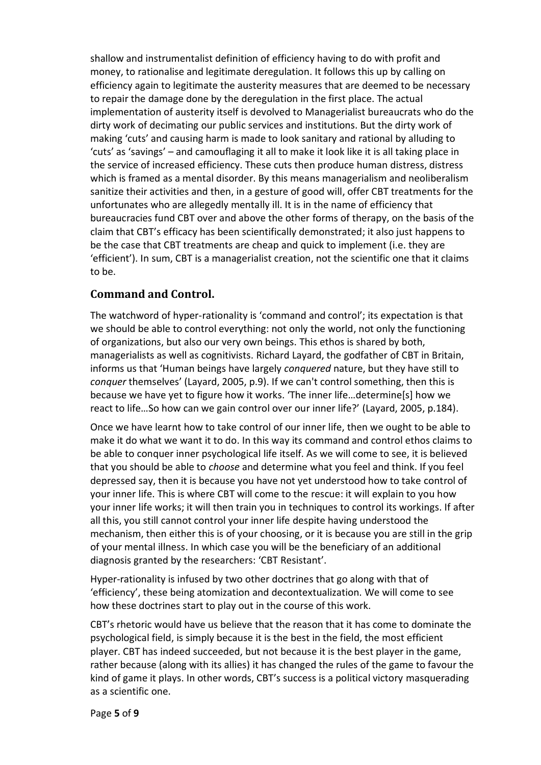shallow and instrumentalist definition of efficiency having to do with profit and money, to rationalise and legitimate deregulation. It follows this up by calling on efficiency again to legitimate the austerity measures that are deemed to be necessary to repair the damage done by the deregulation in the first place. The actual implementation of austerity itself is devolved to Managerialist bureaucrats who do the dirty work of decimating our public services and institutions. But the dirty work of making 'cuts' and causing harm is made to look sanitary and rational by alluding to 'cuts' as 'savings' – and camouflaging it all to make it look like it is all taking place in the service of increased efficiency. These cuts then produce human distress, distress which is framed as a mental disorder. By this means managerialism and neoliberalism sanitize their activities and then, in a gesture of good will, offer CBT treatments for the unfortunates who are allegedly mentally ill. It is in the name of efficiency that bureaucracies fund CBT over and above the other forms of therapy, on the basis of the claim that CBT's efficacy has been scientifically demonstrated; it also just happens to be the case that CBT treatments are cheap and quick to implement (i.e. they are 'efficient'). In sum, CBT is a managerialist creation, not the scientific one that it claims to be.

## Command and Control.

The watchword of hyper-rationality is 'command and control'; its expectation is that we should be able to control everything: not only the world, not only the functioning of organizations, but also our very own beings. This ethos is shared by both, managerialists as well as cognitivists. Richard Layard, the godfather of CBT in Britain, informs us that 'Human beings have largely *conquered* nature, but they have still to *conquer* themselves' (Layard, 2005, p.9). If we can't control something, then this is because we have yet to figure how it works. 'The inner life…determine[s] how we react to life…So how can we gain control over our inner life?' (Layard, 2005, p.184).

Once we have learnt how to take control of our inner life, then we ought to be able to make it do what we want it to do. In this way its command and control ethos claims to be able to conquer inner psychological life itself. As we will come to see, it is believed that you should be able to *choose* and determine what you feel and think. If you feel depressed say, then it is because you have not yet understood how to take control of your inner life. This is where CBT will come to the rescue: it will explain to you how your inner life works; it will then train you in techniques to control its workings. If after all this, you still cannot control your inner life despite having understood the mechanism, then either this is of your choosing, or it is because you are still in the grip of your mental illness. In which case you will be the beneficiary of an additional diagnosis granted by the researchers: 'CBT Resistant'.

Hyper-rationality is infused by two other doctrines that go along with that of 'efficiency', these being atomization and decontextualization. We will come to see how these doctrines start to play out in the course of this work.

CBT's rhetoric would have us believe that the reason that it has come to dominate the psychological field, is simply because it is the best in the field, the most efficient player. CBT has indeed succeeded, but not because it is the best player in the game, rather because (along with its allies) it has changed the rules of the game to favour the kind of game it plays. In other words, CBT's success is a political victory masquerading as a scientific one.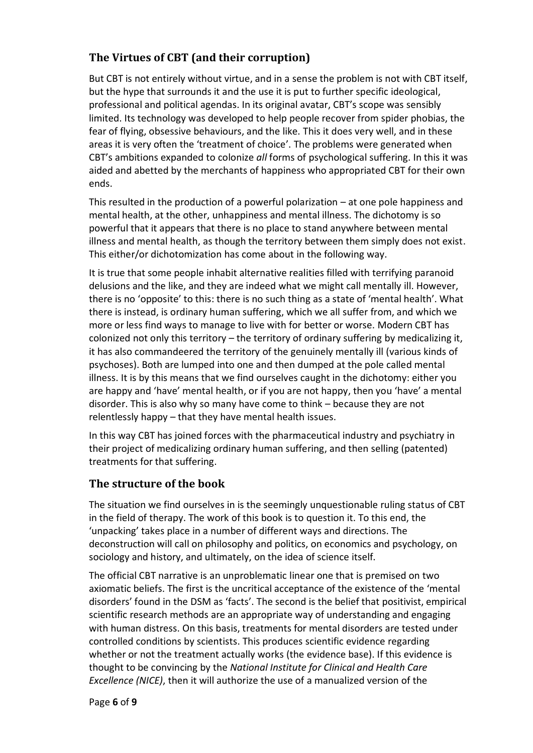## The Virtues of CBT (and their corruption)

But CBT is not entirely without virtue, and in a sense the problem is not with CBT itself, but the hype that surrounds it and the use it is put to further specific ideological, professional and political agendas. In its original avatar, CBT's scope was sensibly limited. Its technology was developed to help people recover from spider phobias, the fear of flying, obsessive behaviours, and the like. This it does very well, and in these areas it is very often the 'treatment of choice'. The problems were generated when CBT's ambitions expanded to colonize *all* forms of psychological suffering. In this it was aided and abetted by the merchants of happiness who appropriated CBT for their own ends.

This resulted in the production of a powerful polarization – at one pole happiness and mental health, at the other, unhappiness and mental illness. The dichotomy is so powerful that it appears that there is no place to stand anywhere between mental illness and mental health, as though the territory between them simply does not exist. This either/or dichotomization has come about in the following way.

It is true that some people inhabit alternative realities filled with terrifying paranoid delusions and the like, and they are indeed what we might call mentally ill. However, there is no 'opposite' to this: there is no such thing as a state of 'mental health'. What there is instead, is ordinary human suffering, which we all suffer from, and which we more or less find ways to manage to live with for better or worse. Modern CBT has colonized not only this territory – the territory of ordinary suffering by medicalizing it, it has also commandeered the territory of the genuinely mentally ill (various kinds of psychoses). Both are lumped into one and then dumped at the pole called mental illness. It is by this means that we find ourselves caught in the dichotomy: either you are happy and 'have' mental health, or if you are not happy, then you 'have' a mental disorder. This is also why so many have come to think – because they are not relentlessly happy – that they have mental health issues.

In this way CBT has joined forces with the pharmaceutical industry and psychiatry in their project of medicalizing ordinary human suffering, and then selling (patented) treatments for that suffering.

## The structure of the book

The situation we find ourselves in is the seemingly unquestionable ruling status of CBT in the field of therapy. The work of this book is to question it. To this end, the 'unpacking' takes place in a number of different ways and directions. The deconstruction will call on philosophy and politics, on economics and psychology, on sociology and history, and ultimately, on the idea of science itself.

The official CBT narrative is an unproblematic linear one that is premised on two axiomatic beliefs. The first is the uncritical acceptance of the existence of the 'mental disorders' found in the DSM as 'facts'. The second is the belief that positivist, empirical scientific research methods are an appropriate way of understanding and engaging with human distress. On this basis, treatments for mental disorders are tested under controlled conditions by scientists. This produces scientific evidence regarding whether or not the treatment actually works (the evidence base). If this evidence is thought to be convincing by the *National Institute for Clinical and Health Care Excellence (NICE)*, then it will authorize the use of a manualized version of the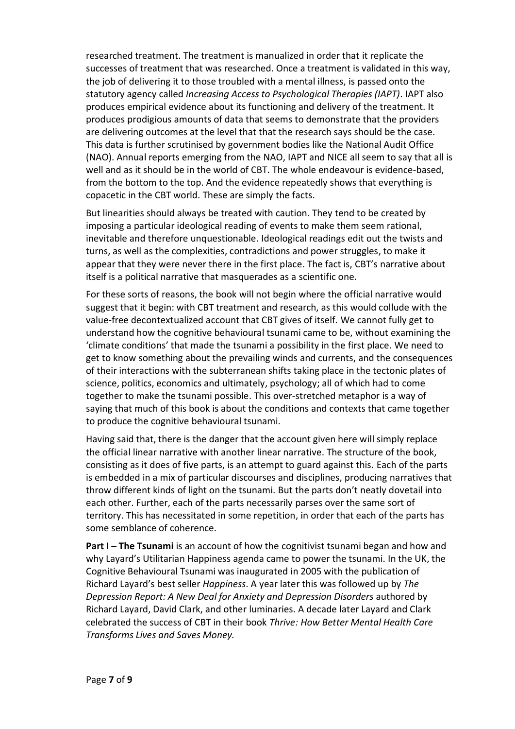researched treatment. The treatment is manualized in order that it replicate the successes of treatment that was researched. Once a treatment is validated in this way, the job of delivering it to those troubled with a mental illness, is passed onto the statutory agency called *Increasing Access to Psychological Therapies (IAPT)*. IAPT also produces empirical evidence about its functioning and delivery of the treatment. It produces prodigious amounts of data that seems to demonstrate that the providers are delivering outcomes at the level that that the research says should be the case. This data is further scrutinised by government bodies like the National Audit Office (NAO). Annual reports emerging from the NAO, IAPT and NICE all seem to say that all is well and as it should be in the world of CBT. The whole endeavour is evidence-based, from the bottom to the top. And the evidence repeatedly shows that everything is copacetic in the CBT world. These are simply the facts.

But linearities should always be treated with caution. They tend to be created by imposing a particular ideological reading of events to make them seem rational, inevitable and therefore unquestionable. Ideological readings edit out the twists and turns, as well as the complexities, contradictions and power struggles, to make it appear that they were never there in the first place. The fact is, CBT's narrative about itself is a political narrative that masquerades as a scientific one.

For these sorts of reasons, the book will not begin where the official narrative would suggest that it begin: with CBT treatment and research, as this would collude with the value-free decontextualized account that CBT gives of itself. We cannot fully get to understand how the cognitive behavioural tsunami came to be, without examining the 'climate conditions' that made the tsunami a possibility in the first place. We need to get to know something about the prevailing winds and currents, and the consequences of their interactions with the subterranean shifts taking place in the tectonic plates of science, politics, economics and ultimately, psychology; all of which had to come together to make the tsunami possible. This over-stretched metaphor is a way of saying that much of this book is about the conditions and contexts that came together to produce the cognitive behavioural tsunami.

Having said that, there is the danger that the account given here will simply replace the official linear narrative with another linear narrative. The structure of the book, consisting as it does of five parts, is an attempt to guard against this. Each of the parts is embedded in a mix of particular discourses and disciplines, producing narratives that throw different kinds of light on the tsunami. But the parts don't neatly dovetail into each other. Further, each of the parts necessarily parses over the same sort of territory. This has necessitated in some repetition, in order that each of the parts has some semblance of coherence.

**Part I – The Tsunami** is an account of how the cognitivist tsunami began and how and why Layard's Utilitarian Happiness agenda came to power the tsunami. In the UK, the Cognitive Behavioural Tsunami was inaugurated in 2005 with the publication of Richard Layard's best seller *Happiness*. A year later this was followed up by *The Depression Report: A New Deal for Anxiety and Depression Disorders* authored by Richard Layard, David Clark, and other luminaries. A decade later Layard and Clark celebrated the success of CBT in their book *Thrive: How Better Mental Health Care Transforms Lives and Saves Money.*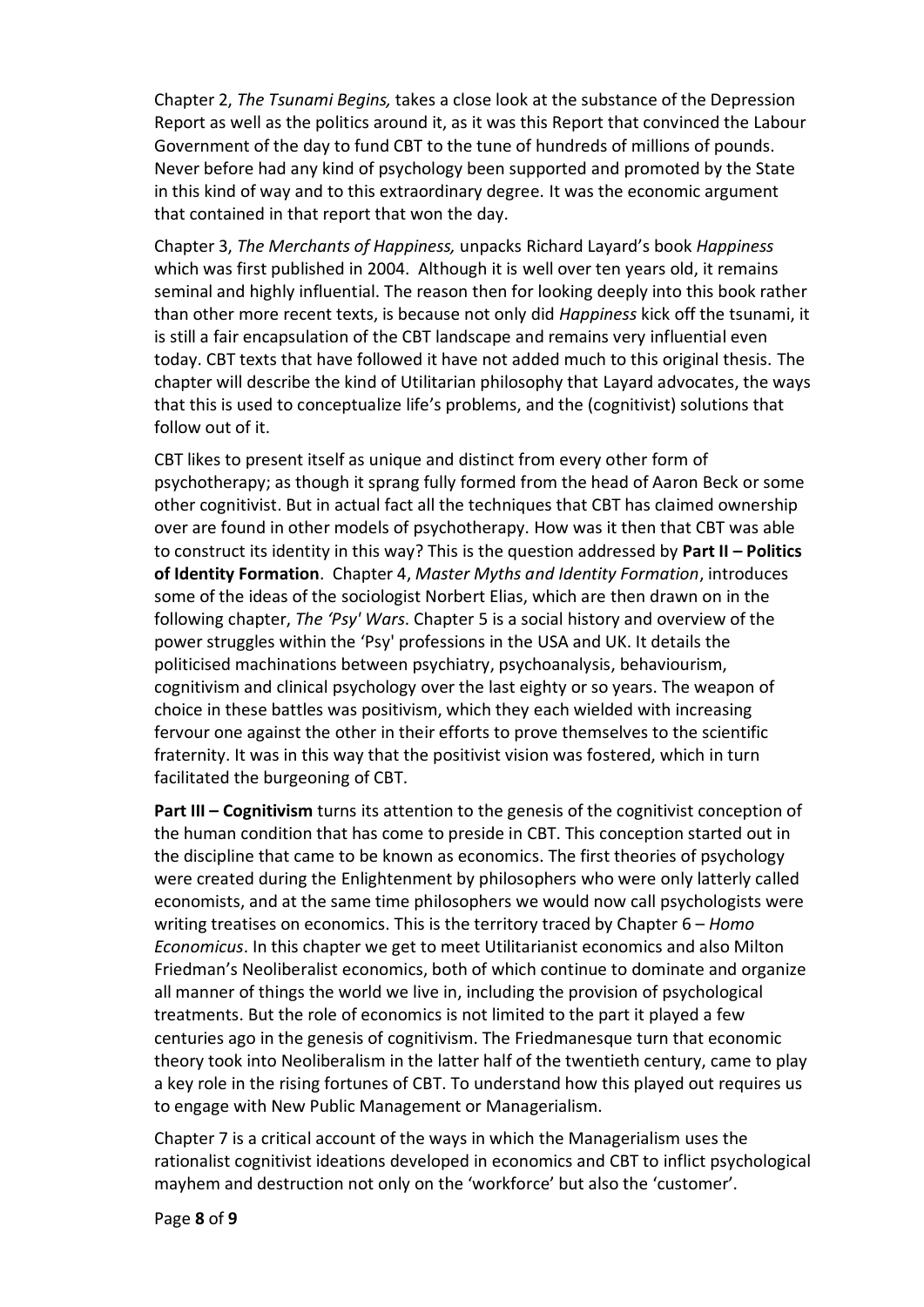Chapter 2, *The Tsunami Begins,* takes a close look at the substance of the Depression Report as well as the politics around it, as it was this Report that convinced the Labour Government of the day to fund CBT to the tune of hundreds of millions of pounds. Never before had any kind of psychology been supported and promoted by the State in this kind of way and to this extraordinary degree. It was the economic argument that contained in that report that won the day.

Chapter 3, *The Merchants of Happiness,* unpacks Richard Layard's book *Happiness* which was first published in 2004. Although it is well over ten years old, it remains seminal and highly influential. The reason then for looking deeply into this book rather than other more recent texts, is because not only did *Happiness* kick off the tsunami, it is still a fair encapsulation of the CBT landscape and remains very influential even today. CBT texts that have followed it have not added much to this original thesis. The chapter will describe the kind of Utilitarian philosophy that Layard advocates, the ways that this is used to conceptualize life's problems, and the (cognitivist) solutions that follow out of it.

CBT likes to present itself as unique and distinct from every other form of psychotherapy; as though it sprang fully formed from the head of Aaron Beck or some other cognitivist. But in actual fact all the techniques that CBT has claimed ownership over are found in other models of psychotherapy. How was it then that CBT was able to construct its identity in this way? This is the question addressed by **Part II – Politics of Identity Formation**. Chapter 4, *Master Myths and Identity Formation*, introduces some of the ideas of the sociologist Norbert Elias, which are then drawn on in the following chapter, *The 'Psy' Wars*. Chapter 5 is a social history and overview of the power struggles within the 'Psy' professions in the USA and UK. It details the politicised machinations between psychiatry, psychoanalysis, behaviourism, cognitivism and clinical psychology over the last eighty or so years. The weapon of choice in these battles was positivism, which they each wielded with increasing fervour one against the other in their efforts to prove themselves to the scientific fraternity. It was in this way that the positivist vision was fostered, which in turn facilitated the burgeoning of CBT.

**Part III – Cognitivism** turns its attention to the genesis of the cognitivist conception of the human condition that has come to preside in CBT. This conception started out in the discipline that came to be known as economics. The first theories of psychology were created during the Enlightenment by philosophers who were only latterly called economists, and at the same time philosophers we would now call psychologists were writing treatises on economics. This is the territory traced by Chapter 6 – *Homo Economicus*. In this chapter we get to meet Utilitarianist economics and also Milton Friedman's Neoliberalist economics, both of which continue to dominate and organize all manner of things the world we live in, including the provision of psychological treatments. But the role of economics is not limited to the part it played a few centuries ago in the genesis of cognitivism. The Friedmanesque turn that economic theory took into Neoliberalism in the latter half of the twentieth century, came to play a key role in the rising fortunes of CBT. To understand how this played out requires us to engage with New Public Management or Managerialism.

Chapter 7 is a critical account of the ways in which the Managerialism uses the rationalist cognitivist ideations developed in economics and CBT to inflict psychological mayhem and destruction not only on the 'workforce' but also the 'customer'.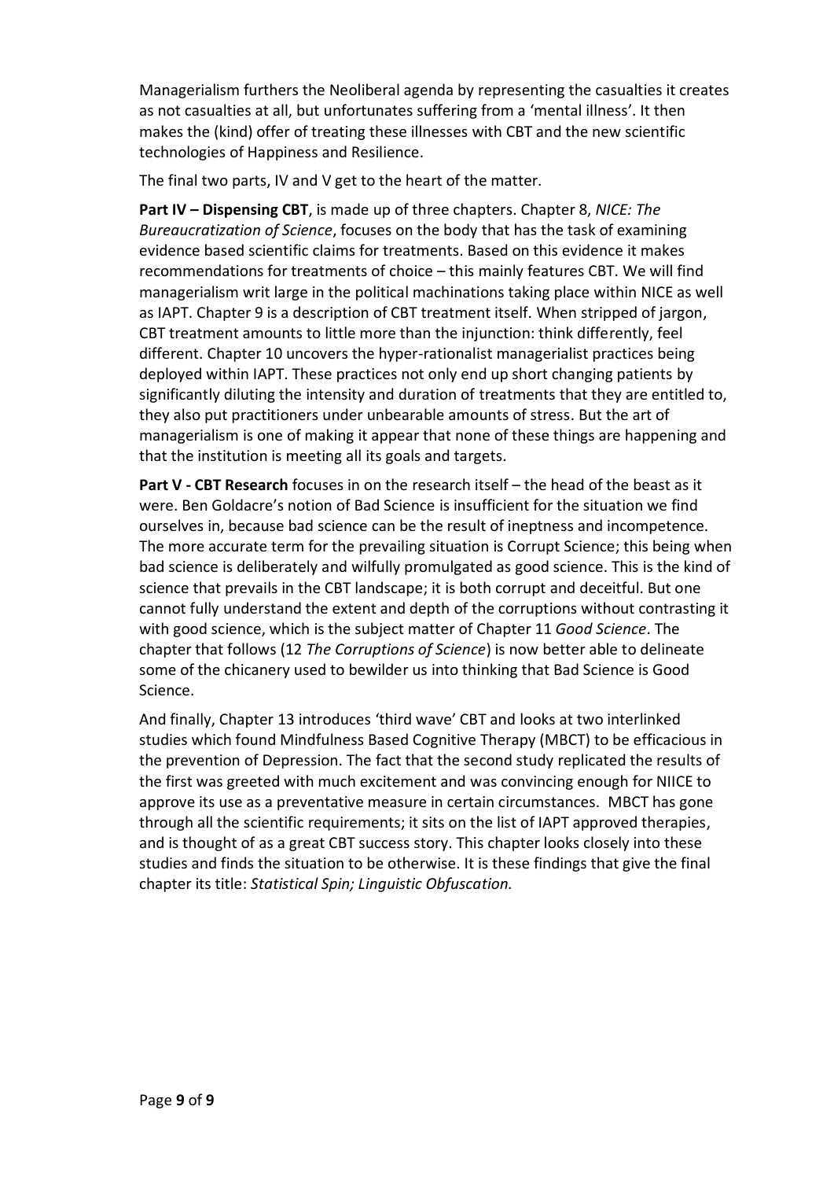Managerialism furthers the Neoliberal agenda by representing the casualties it creates as not casualties at all, but unfortunates suffering from a 'mental illness'. It then makes the (kind) offer of treating these illnesses with CBT and the new scientific technologies of Happiness and Resilience.

The final two parts, IV and V get to the heart of the matter.

**Part IV – Dispensing CBT**, is made up of three chapters. Chapter 8, *NICE: The Bureaucratization of Science*, focuses on the body that has the task of examining evidence based scientific claims for treatments. Based on this evidence it makes recommendations for treatments of choice – this mainly features CBT. We will find managerialism writ large in the political machinations taking place within NICE as well as IAPT. Chapter 9 is a description of CBT treatment itself. When stripped of jargon, CBT treatment amounts to little more than the injunction: think differently, feel different. Chapter 10 uncovers the hyper-rationalist managerialist practices being deployed within IAPT. These practices not only end up short changing patients by significantly diluting the intensity and duration of treatments that they are entitled to, they also put practitioners under unbearable amounts of stress. But the art of managerialism is one of making it appear that none of these things are happening and that the institution is meeting all its goals and targets.

**Part V - CBT Research** focuses in on the research itself – the head of the beast as it were. Ben Goldacre's notion of Bad Science is insufficient for the situation we find ourselves in, because bad science can be the result of ineptness and incompetence. The more accurate term for the prevailing situation is Corrupt Science; this being when bad science is deliberately and wilfully promulgated as good science. This is the kind of science that prevails in the CBT landscape; it is both corrupt and deceitful. But one cannot fully understand the extent and depth of the corruptions without contrasting it with good science, which is the subject matter of Chapter 11 *Good Science*. The chapter that follows (12 *The Corruptions of Science*) is now better able to delineate some of the chicanery used to bewilder us into thinking that Bad Science is Good Science.

And finally, Chapter 13 introduces 'third wave' CBT and looks at two interlinked studies which found Mindfulness Based Cognitive Therapy (MBCT) to be efficacious in the prevention of Depression. The fact that the second study replicated the results of the first was greeted with much excitement and was convincing enough for NIICE to approve its use as a preventative measure in certain circumstances. MBCT has gone through all the scientific requirements; it sits on the list of IAPT approved therapies, and is thought of as a great CBT success story. This chapter looks closely into these studies and finds the situation to be otherwise. It is these findings that give the final chapter its title: *Statistical Spin; Linguistic Obfuscation.*